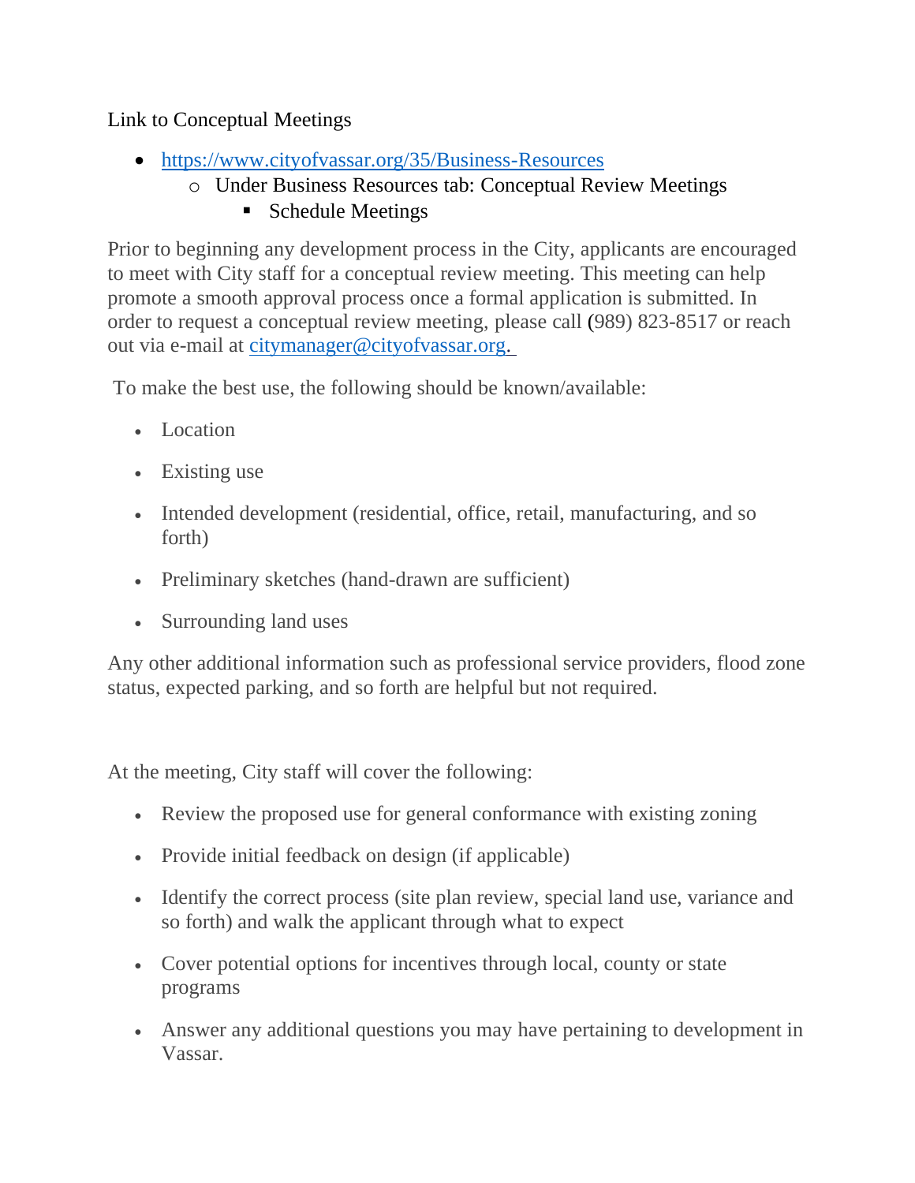Link to Conceptual Meetings

- https://www.cityofvassar.org/35/Business-Resources
  - Under Business Resources tab: Conceptual Review Meetings
    - Schedule Meetings

Prior to beginning any development process in the City, applicants are encouraged to meet with City staff for a conceptual review meeting. This meeting can help promote a smooth approval process once a formal application is submitted. In order to request a conceptual review meeting, please call (989) 823-8517 or reach out via e-mail at citymanager@cityofvassar.org.

To make the best use, the following should be known/available:

- Location
- Existing use
- Intended development (residential, office, retail, manufacturing, and so forth)
- Preliminary sketches (hand-drawn are sufficient)
- Surrounding land uses

Any other additional information such as professional service providers, flood zone status, expected parking, and so forth are helpful but not required.

At the meeting, City staff will cover the following:

- Review the proposed use for general conformance with existing zoning
- Provide initial feedback on design (if applicable)
- Identify the correct process (site plan review, special land use, variance and so forth) and walk the applicant through what to expect
- Cover potential options for incentives through local, county or state programs
- Answer any additional questions you may have pertaining to development in Vassar.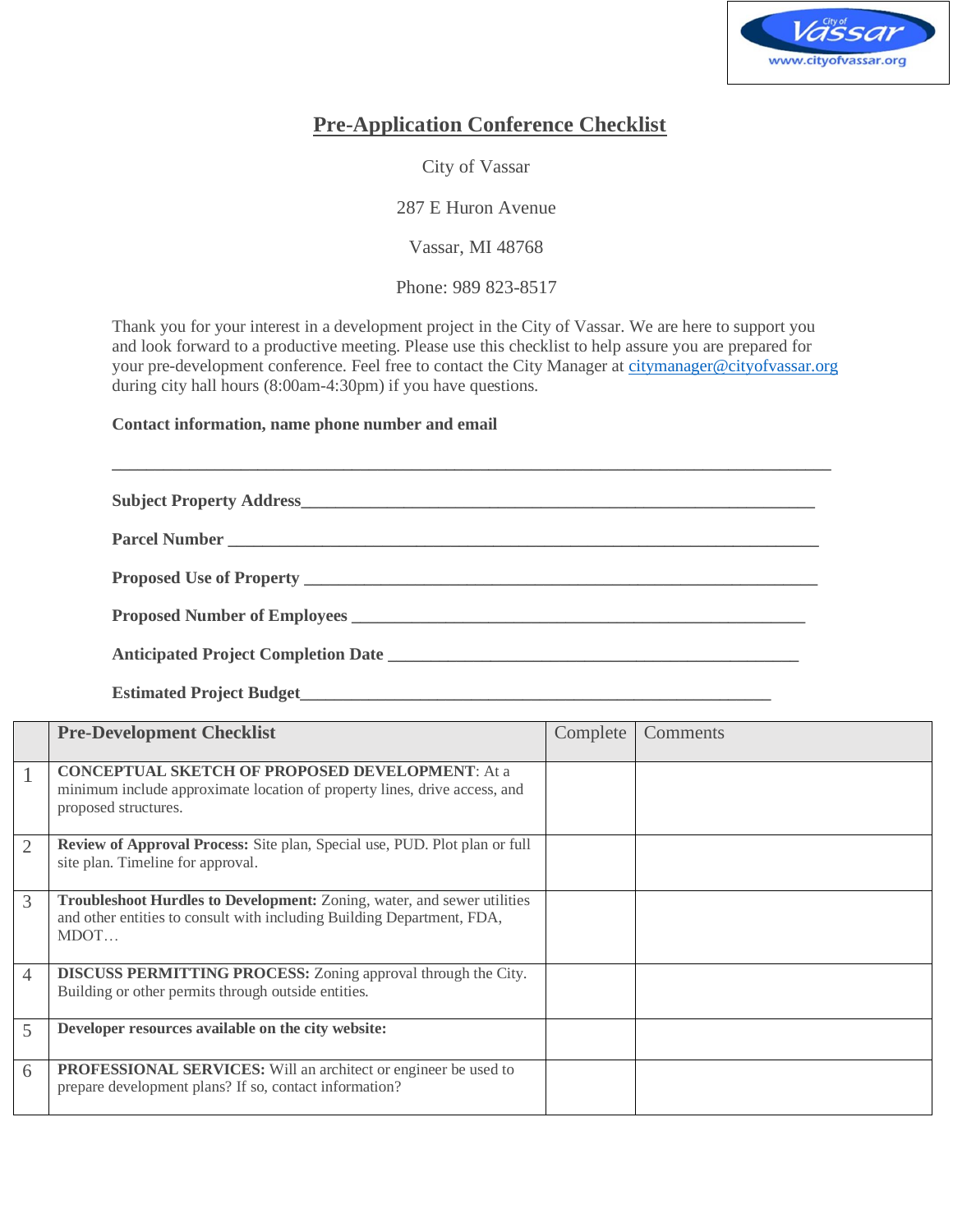# Pre-Application Conference Checklist

City of Vassar

287 E Huron Avenue

Vassar, MI 48768

Phone: 989 823-8517

Thank you for your interest in a development project in the City of Vassar. We are here to support you and look forward to a productive meeting. Please use this checklist to help assure you are prepared for your pre-development conference. Feel free to contact the City Manager at citymanager@cityofvassar.org during city hall hours (8:00am-4:30pm) if you have questions.

**Contact information, name phone number and email**

_______________________________________________________________________________

**Subject Property Address**________________________________________________________

**Parcel Number** _______________________________________________________________

**Proposed Use of Property** _______________________________________________________

**Proposed Number of Employees** _________________________________________________

**Anticipated Project Completion Date** ____________________________________________

**Estimated Project Budget**_______________________________________________________

| | Pre-Development Checklist | Complete | Comments |
|---|---|---|---|
| 1 | **CONCEPTUAL SKETCH OF PROPOSED DEVELOPMENT**: At a minimum include approximate location of property lines, drive access, and proposed structures. | | |
| 2 | **Review of Approval Process:** Site plan, Special use, PUD. Plot plan or full site plan. Timeline for approval. | | |
| 3 | **Troubleshoot Hurdles to Development:** Zoning, water, and sewer utilities and other entities to consult with including Building Department, FDA, MDOT… | | |
| 4 | **DISCUSS PERMITTING PROCESS:** Zoning approval through the City. Building or other permits through outside entities. | | |
| 5 | **Developer resources available on the city website:** | | |
| 6 | **PROFESSIONAL SERVICES:** Will an architect or engineer be used to prepare development plans? If so, contact information? | | |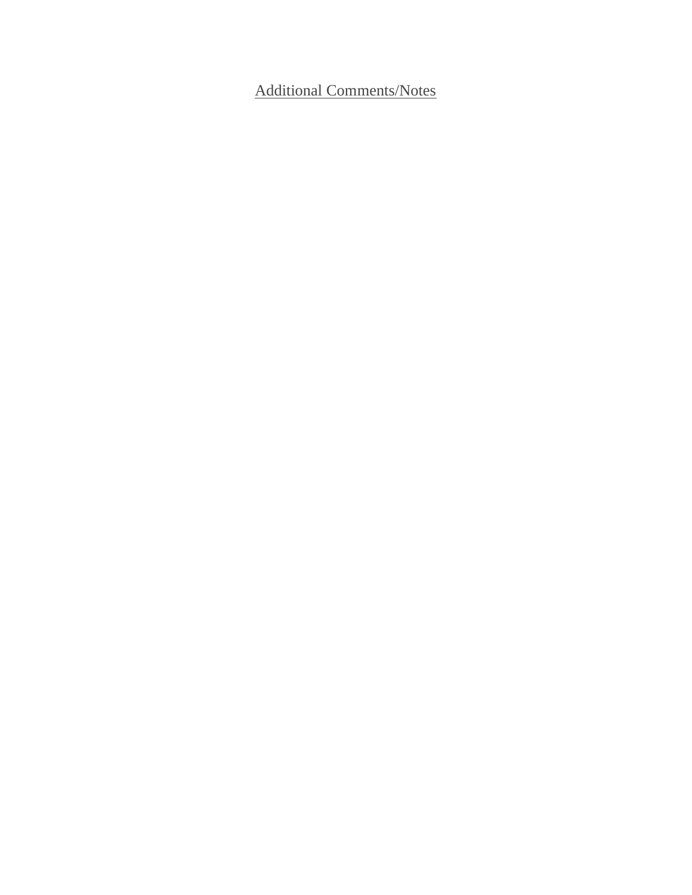Additional Comments/Notes